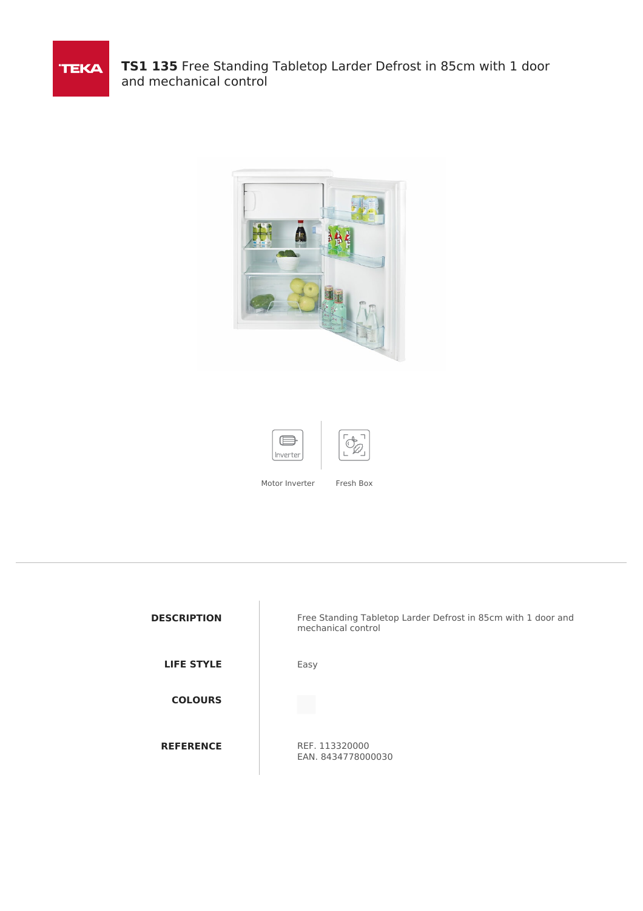# **TS1 135** Free Standing Tabletop Larder Defrost in 85cm with 1 door and mechanical control

Motor Inverter

Fresh Box

| | |
|---|---|
| **DESCRIPTION** | Free Standing Tabletop Larder Defrost in 85cm with 1 door and mechanical control |
| **LIFE STYLE** | Easy |
| **COLOURS** | |
| **REFERENCE** | REF. 113320000<br>EAN. 8434778000030 |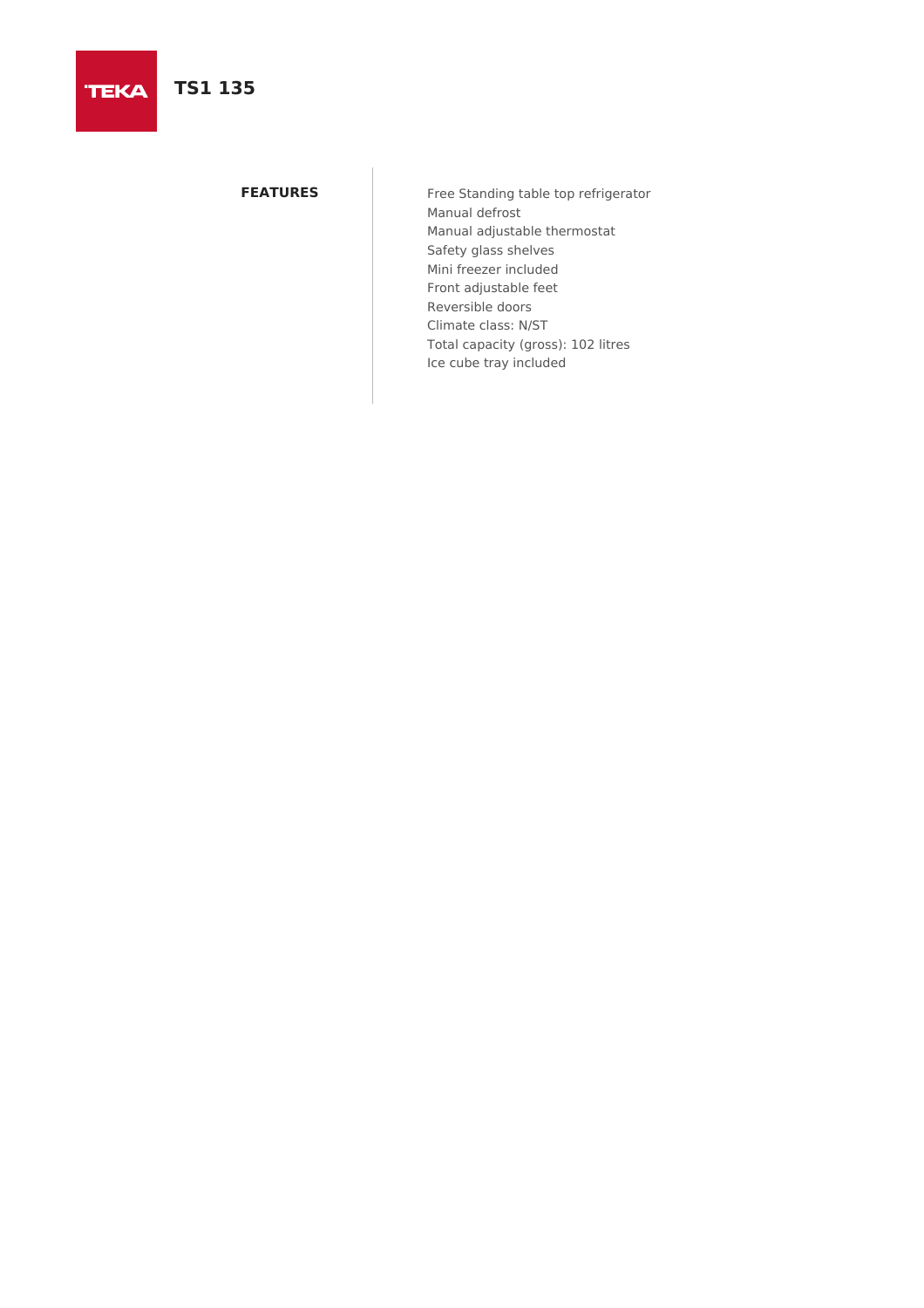# TS1 135

## FEATURES

- Free Standing table top refrigerator
- Manual defrost
- Manual adjustable thermostat
- Safety glass shelves
- Mini freezer included
- Front adjustable feet
- Reversible doors
- Climate class: N/ST
- Total capacity (gross): 102 litres
- Ice cube tray included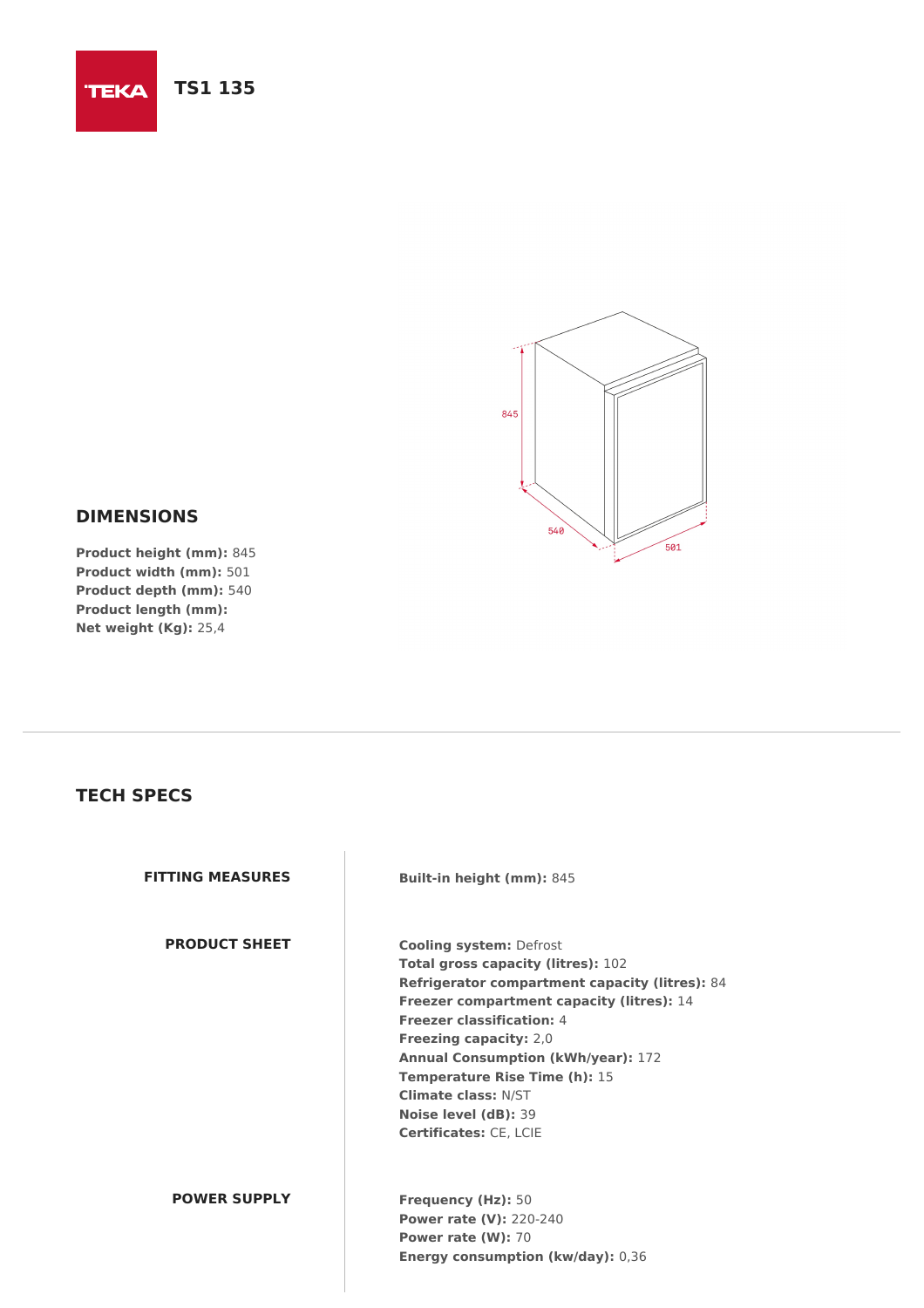TEKA **TS1 135**

## DIMENSIONS

**Product height (mm):** 845
**Product width (mm):** 501
**Product depth (mm):** 540
**Product length (mm):**
**Net weight (Kg):** 25,4

## TECH SPECS

| | |
|---|---|
| **FITTING MEASURES** | **Built-in height (mm):** 845 |
| **PRODUCT SHEET** | **Cooling system:** Defrost<br>**Total gross capacity (litres):** 102<br>**Refrigerator compartment capacity (litres):** 84<br>**Freezer compartment capacity (litres):** 14<br>**Freezer classification:** 4<br>**Freezing capacity:** 2,0<br>**Annual Consumption (kWh/year):** 172<br>**Temperature Rise Time (h):** 15<br>**Climate class:** N/ST<br>**Noise level (dB):** 39<br>**Certificates:** CE, LCIE |
| **POWER SUPPLY** | **Frequency (Hz):** 50<br>**Power rate (V):** 220-240<br>**Power rate (W):** 70<br>**Energy consumption (kw/day):** 0,36 |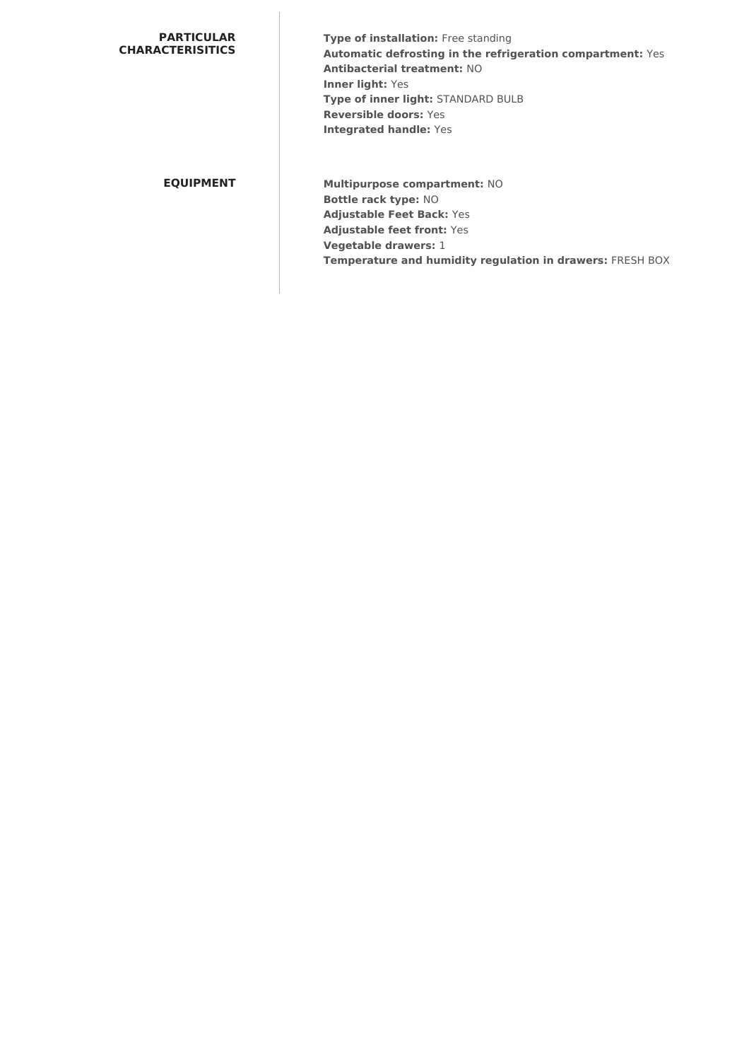## PARTICULAR CHARACTERISITICS

**Type of installation:** Free standing
**Automatic defrosting in the refrigeration compartment:** Yes
**Antibacterial treatment:** NO
**Inner light:** Yes
**Type of inner light:** STANDARD BULB
**Reversible doors:** Yes
**Integrated handle:** Yes

## EQUIPMENT

**Multipurpose compartment:** NO
**Bottle rack type:** NO
**Adjustable Feet Back:** Yes
**Adjustable feet front:** Yes
**Vegetable drawers:** 1
**Temperature and humidity regulation in drawers:** FRESH BOX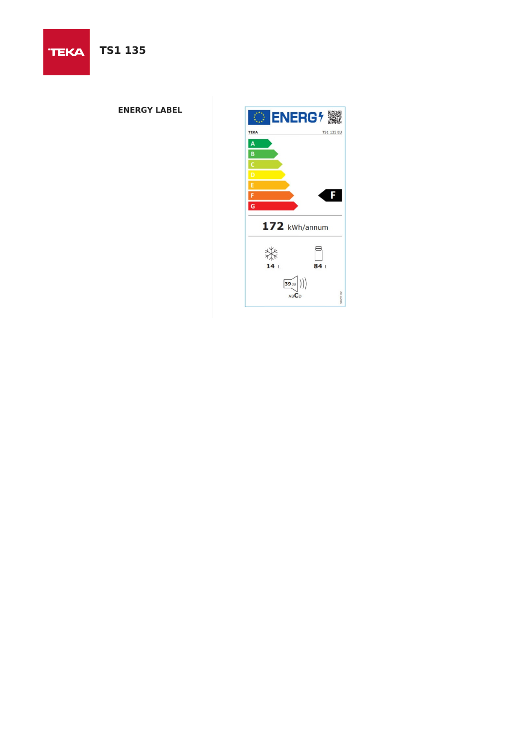TEKA

# TS1 135

**ENERGY LABEL**

ENERG

TEKA TS1 135 EU

A
B
C
D
E
F
G

F

172 kWh/annum

14 L

84 L

39 dB

ABCD